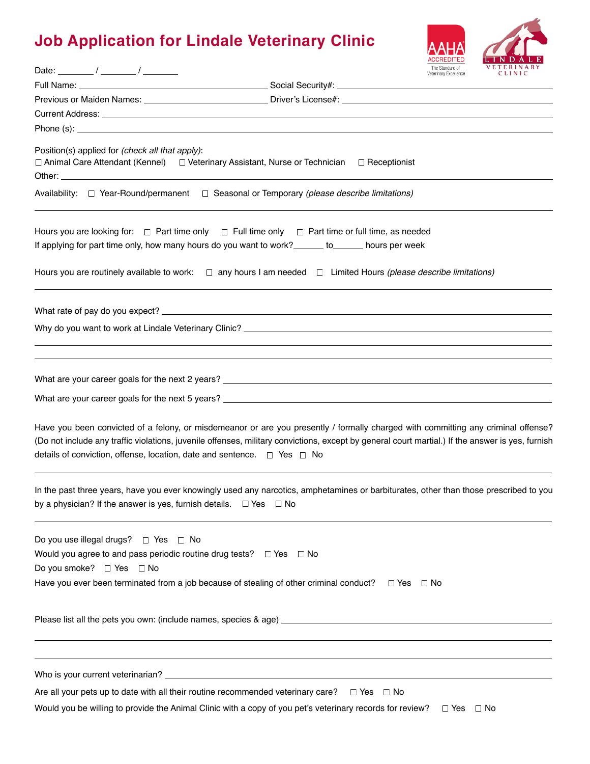# Job Application for Lindale Veterinary Clinic

AAHA ACCREDITED The Standard of Veterinary Excellence

LINDALE VETERINARY CLINIC

Date: _______ / _______ / _______

Full Name: ________________________________________ Social Security#: ________________________________________

Previous or Maiden Names: ________________________ Driver's License#: ________________________________________

Current Address: ________________________________________________________________________________

Phone (s): ________________________________________________________________________________

Position(s) applied for *(check all that apply)*:
☐ Animal Care Attendant (Kennel) ☐ Veterinary Assistant, Nurse or Technician ☐ Receptionist
Other: ________________________________________________________________________________

Availability: ☐ Year-Round/permanent ☐ Seasonal or Temporary *(please describe limitations)*

________________________________________________________________________________

Hours you are looking for: ☐ Part time only ☐ Full time only ☐ Part time or full time, as needed
If applying for part time only, how many hours do you want to work?______ to______ hours per week

Hours you are routinely available to work: ☐ any hours I am needed ☐ Limited Hours *(please describe limitations)*

________________________________________________________________________________

What rate of pay do you expect? ________________________________________________________________________________

Why do you want to work at Lindale Veterinary Clinic? ________________________________________________________________________________

________________________________________________________________________________

________________________________________________________________________________

What are your career goals for the next 2 years? ________________________________________________________________________________

What are your career goals for the next 5 years? ________________________________________________________________________________

Have you been convicted of a felony, or misdemeanor or are you presently / formally charged with committing any criminal offense? (Do not include any traffic violations, juvenile offenses, military convictions, except by general court martial.) If the answer is yes, furnish details of conviction, offense, location, date and sentence. ☐ Yes ☐ No

________________________________________________________________________________

In the past three years, have you ever knowingly used any narcotics, amphetamines or barbiturates, other than those prescribed to you by a physician? If the answer is yes, furnish details. ☐ Yes ☐ No

________________________________________________________________________________

Do you use illegal drugs? ☐ Yes ☐ No
Would you agree to and pass periodic routine drug tests? ☐ Yes ☐ No
Do you smoke? ☐ Yes ☐ No
Have you ever been terminated from a job because of stealing of other criminal conduct? ☐ Yes ☐ No

Please list all the pets you own: (include names, species & age) ________________________________________________________________________________

________________________________________________________________________________

________________________________________________________________________________

Who is your current veterinarian? ________________________________________________________________________________

Are all your pets up to date with all their routine recommended veterinary care? ☐ Yes ☐ No

Would you be willing to provide the Animal Clinic with a copy of you pet's veterinary records for review? ☐ Yes ☐ No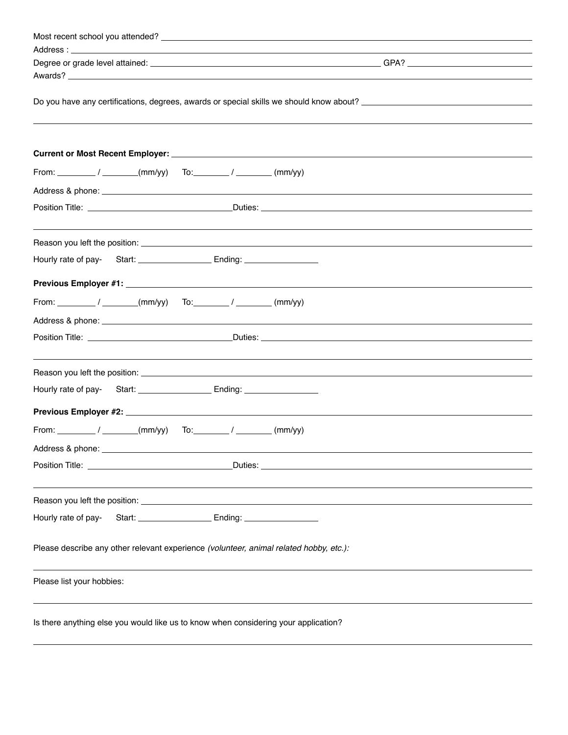Most recent school you attended? ______________________________________________

Address : ______________________________________________

Degree or grade level attained: ______________________ GPA? ______________

Awards? ______________________________________________

Do you have any certifications, degrees, awards or special skills we should know about? ______________________

______________________________________________

**Current or Most Recent Employer:** ______________________________________________

From: ________ / ________(mm/yy) To:________ / ________ (mm/yy)

Address & phone: ______________________________________________

Position Title: ______________________ Duties: ______________________

______________________________________________

Reason you left the position: ______________________________________________

Hourly rate of pay- Start: ______________ Ending: ______________

**Previous Employer #1:** ______________________________________________

From: ________ / ________(mm/yy) To:________ / ________ (mm/yy)

Address & phone: ______________________________________________

Position Title: ______________________ Duties: ______________________

______________________________________________

Reason you left the position: ______________________________________________

Hourly rate of pay- Start: ______________ Ending: ______________

**Previous Employer #2:** ______________________________________________

From: ________ / ________(mm/yy) To:________ / ________ (mm/yy)

Address & phone: ______________________________________________

Position Title: ______________________ Duties: ______________________

______________________________________________

Reason you left the position: ______________________________________________

Hourly rate of pay- Start: ______________ Ending: ______________

Please describe any other relevant experience *(volunteer, animal related hobby, etc.):*

______________________________________________

Please list your hobbies:

______________________________________________

Is there anything else you would like us to know when considering your application?

______________________________________________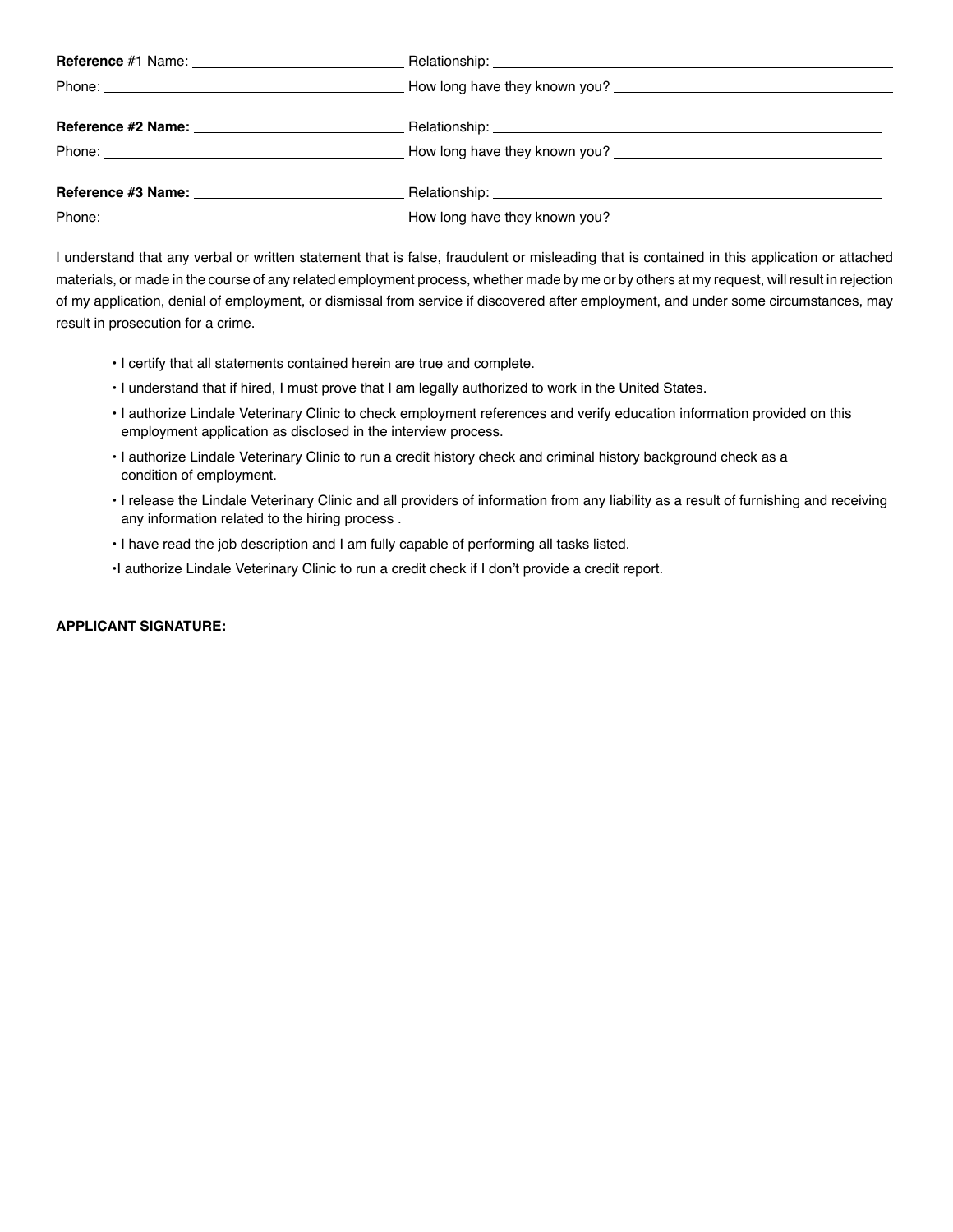**Reference** #1 Name: ______________________________ Relationship: ______________________________

Phone: ______________________________ How long have they known you? ______________________________

**Reference #2 Name:** ______________________________ Relationship: ______________________________

Phone: ______________________________ How long have they known you? ______________________________

**Reference #3 Name:** ______________________________ Relationship: ______________________________

Phone: ______________________________ How long have they known you? ______________________________

I understand that any verbal or written statement that is false, fraudulent or misleading that is contained in this application or attached materials, or made in the course of any related employment process, whether made by me or by others at my request, will result in rejection of my application, denial of employment, or dismissal from service if discovered after employment, and under some circumstances, may result in prosecution for a crime.

- I certify that all statements contained herein are true and complete.
- I understand that if hired, I must prove that I am legally authorized to work in the United States.
- I authorize Lindale Veterinary Clinic to check employment references and verify education information provided on this employment application as disclosed in the interview process.
- I authorize Lindale Veterinary Clinic to run a credit history check and criminal history background check as a condition of employment.
- I release the Lindale Veterinary Clinic and all providers of information from any liability as a result of furnishing and receiving any information related to the hiring process .
- I have read the job description and I am fully capable of performing all tasks listed.
- I authorize Lindale Veterinary Clinic to run a credit check if I don't provide a credit report.

**APPLICANT SIGNATURE:** ______________________________